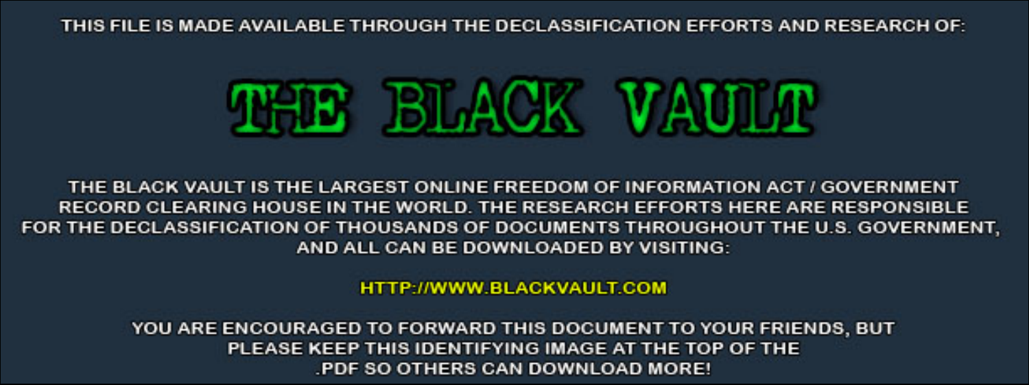THIS FILE IS MADE AVAILABLE THROUGH THE DECLASSIFICATION EFFORTS AND RESEARCH OF:

# THE BLACK VAULT

THE BLACK VAULT IS THE LARGEST ONLINE FREEDOM OF INFORMATION ACT / GOVERNMENT RECORD CLEARING HOUSE IN THE WORLD. THE RESEARCH EFFORTS HERE ARE RESPONSIBLE FOR THE DECLASSIFICATION OF THOUSANDS OF DOCUMENTS THROUGHOUT THE U.S. GOVERNMENT, AND ALL CAN BE DOWNLOADED BY VISITING:

HTTP://WWW.BLACKVAULT.COM

YOU ARE ENCOURAGED TO FORWARD THIS DOCUMENT TO YOUR FRIENDS, BUT PLEASE KEEP THIS IDENTIFYING IMAGE AT THE TOP OF THE .PDF SO OTHERS CAN DOWNLOAD MORE!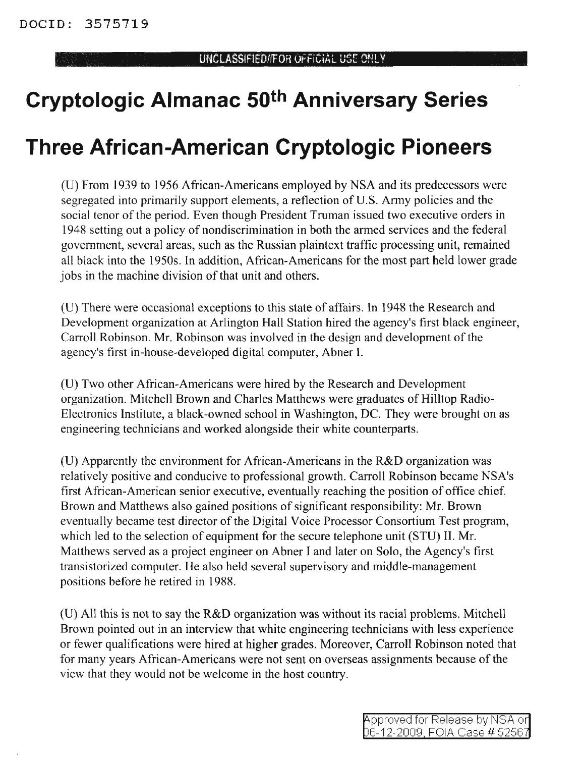# Cryptologic Almanac 50th Anniversary Series

# Three African-American Cryptologic Pioneers

(U) From 1939 to 1956 African-Americans employed by NSA and its predecessors were segregated into primarily support elements, a reflection of U.S. Army policies and the social tenor of the period. Even though President Truman issued two executive orders in 1948 setting out a policy of nondiscrimination in both the armed services and the federal government, several areas, such as the Russian plaintext traffic processing unit, remained all black into the 1950s. In addition, African-Americans for the most part held lower grade jobs in the machine division of that unit and others.

(U) There were occasional exceptions to this state of affairs. In 1948 the Research and Development organization at Arlington Hall Station hired the agency's first black engineer, Carroll Robinson. Mr. Robinson was involved in the design and development of the agency's first in-house-developed digital computer, Abner I.

(U) Two other African-Americans were hired by the Research and Development organization. Mitchell Brown and Charles Matthews were graduates of Hilltop Radio-Electronics Institute, a black-owned school in Washington, DC. They were brought on as engineering technicians and worked alongside their white counterparts.

(U) Apparently the environment for African-Americans in the R&D organization was relatively positive and conducive to professional growth. Carroll Robinson became NSA's first African-American senior executive, eventually reaching the position of office chief. Brown and Matthews also gained positions of significant responsibility: Mr. Brown eventually became test director of the Digital Voice Processor Consortium Test program, which led to the selection of equipment for the secure telephone unit (STU) II. Mr. Matthews served as a project engineer on Abner I and later on Solo, the Agency's first transistorized computer. He also held several supervisory and middle-management positions before he retired in 1988.

(U) All this is not to say the R&D organization was without its racial problems. Mitchell Brown pointed out in an interview that white engineering technicians with less experience or fewer qualifications were hired at higher grades. Moreover, Carroll Robinson noted that for many years African-Americans were not sent on overseas assignments because of the view that they would not be welcome in the host country.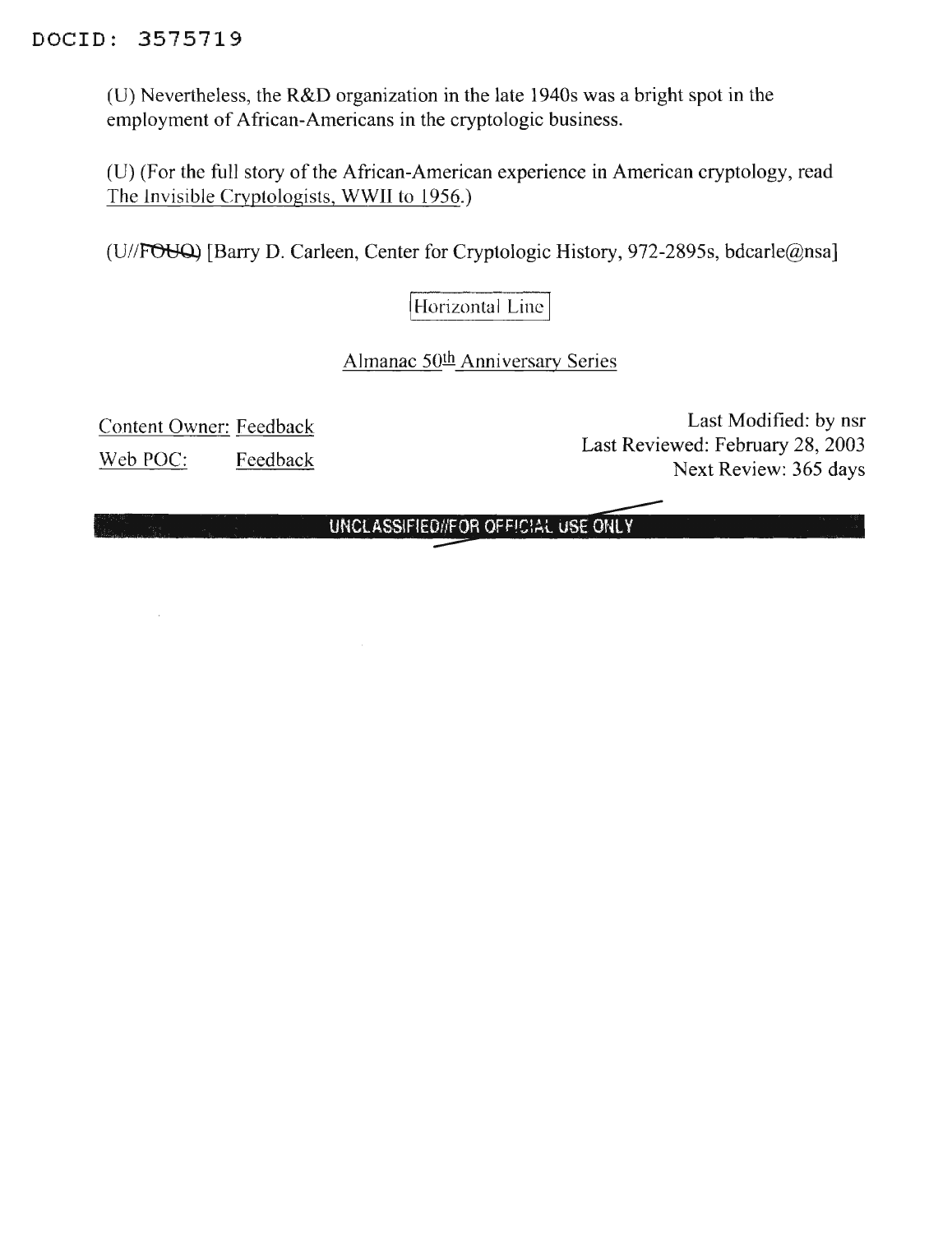(U) Nevertheless, the R&D organization in the late 1940s was a bright spot in the employment of African-Americans in the cryptologic business.

(U) (For the full story of the African-American experience in American cryptology, read The Invisible Cryptologists, WWII to 1956.)

(U//~~FOUO~~) [Barry D. Carleen, Center for Cryptologic History, 972-2895s, bdcarle@nsa]

Horizontal Line

Almanac 50th Anniversary Series

Content Owner: Feedback
Web POC: Feedback

Last Modified: by nsr
Last Reviewed: February 28, 2003
Next Review: 365 days

UNCLASSIFIED//~~FOR OFFICIAL USE ONLY~~